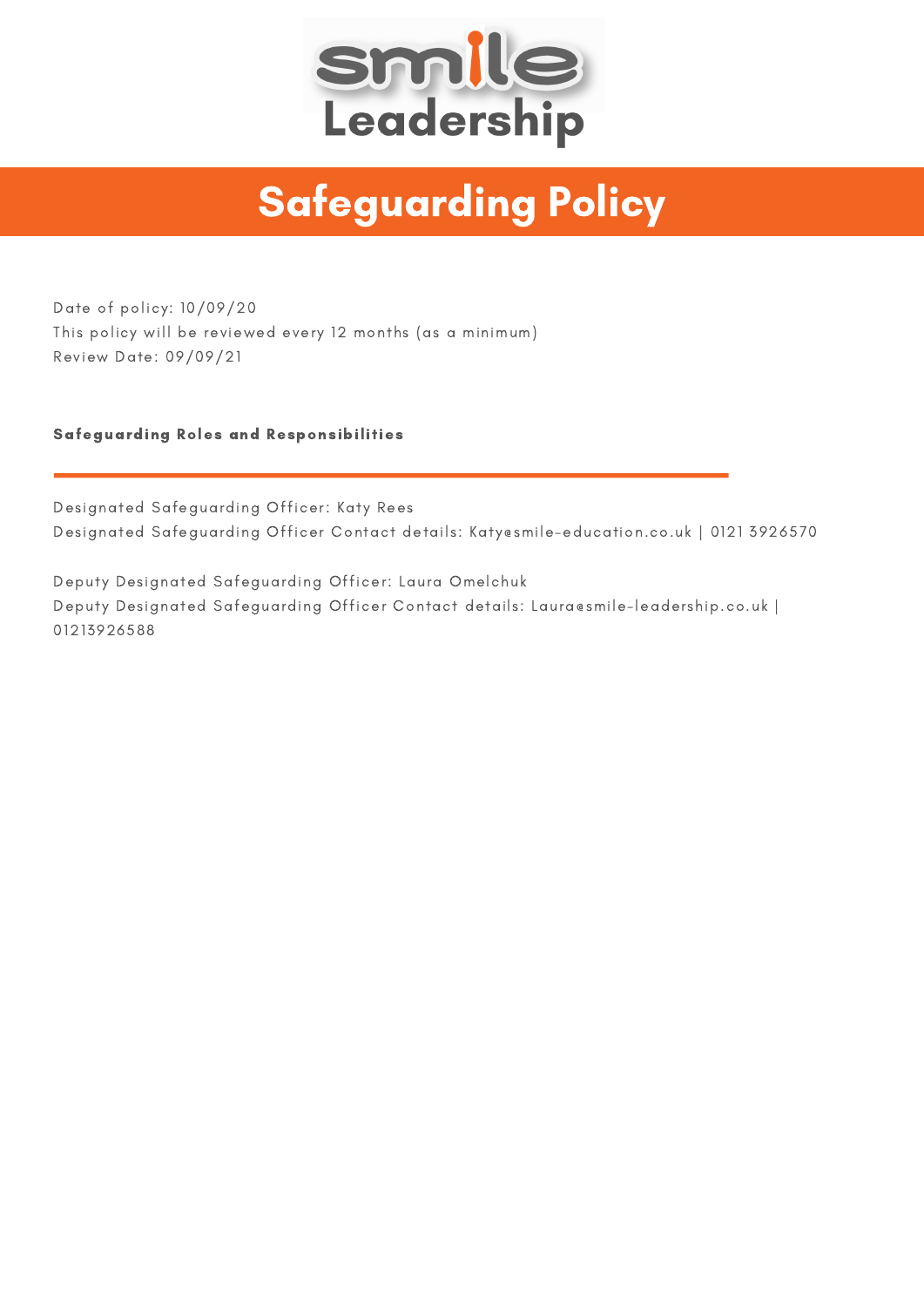smile Leadership

# Safeguarding Policy

Date of policy: 10/09/20
This policy will be reviewed every 12 months (as a minimum)
Review Date: 09/09/21

## Safeguarding Roles and Responsibilities

Designated Safeguarding Officer: Katy Rees
Designated Safeguarding Officer Contact details: Katy@smile-education.co.uk | 0121 3926570

Deputy Designated Safeguarding Officer: Laura Omelchuk
Deputy Designated Safeguarding Officer Contact details: Laura@smile-leadership.co.uk | 01213926588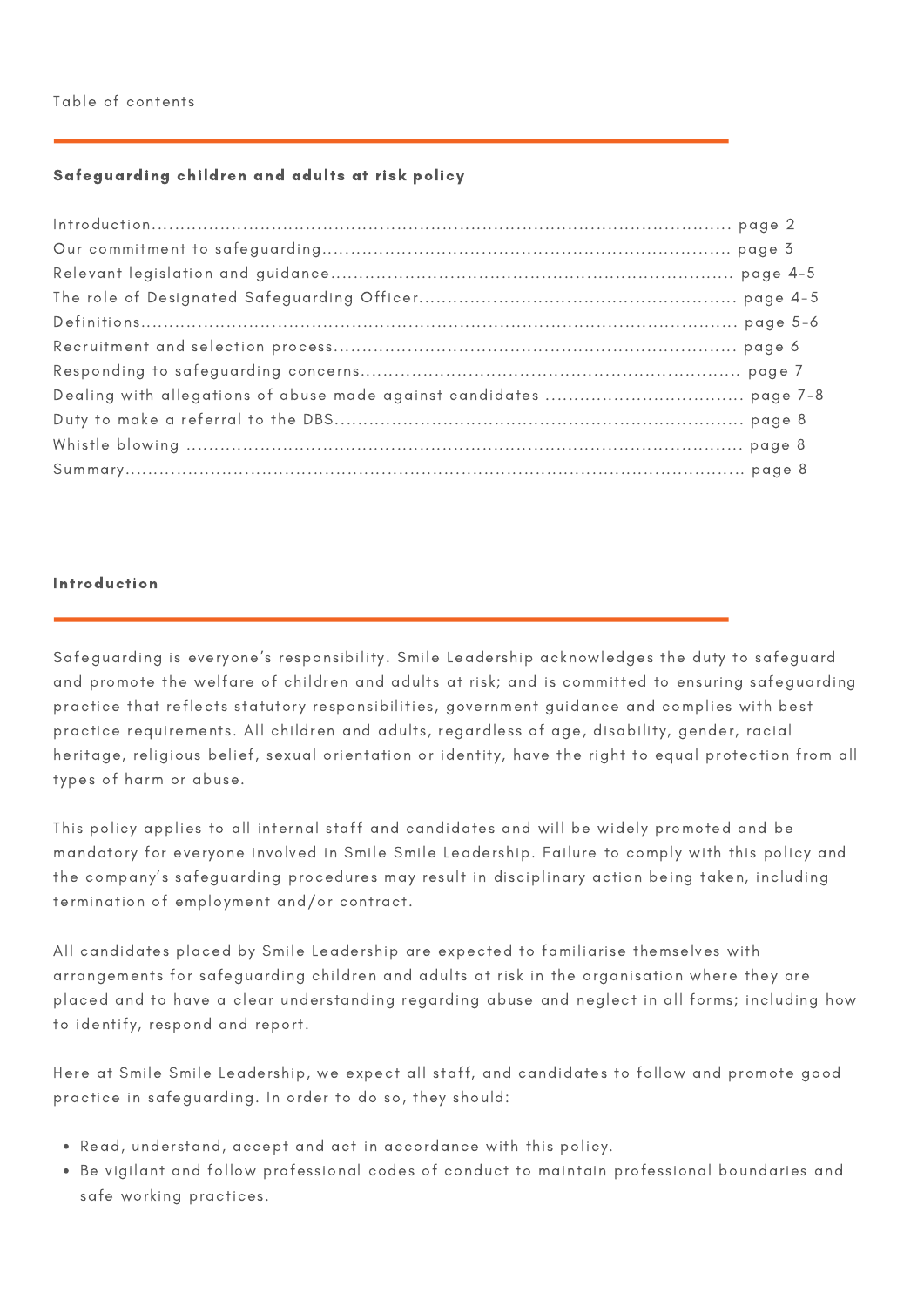Table of contents

## Safeguarding children and adults at risk policy

Introduction........................................................................................................ page 2
Our commitment to safeguarding....................................................................... page 3
Relevant legislation and guidance..................................................................... page 4-5
The role of Designated Safeguarding Officer...................................................... page 4-5
Definitions........................................................................................................ page 5-6
Recruitment and selection process..................................................................... page 6
Responding to safeguarding concerns................................................................ page 7
Dealing with allegations of abuse made against candidates .................................. page 7-8
Duty to make a referral to the DBS...................................................................... page 8
Whistle blowing ................................................................................................ page 8
Summary.......................................................................................................... page 8

## Introduction

Safeguarding is everyone's responsibility. Smile Leadership acknowledges the duty to safeguard and promote the welfare of children and adults at risk; and is committed to ensuring safeguarding practice that reflects statutory responsibilities, government guidance and complies with best practice requirements. All children and adults, regardless of age, disability, gender, racial heritage, religious belief, sexual orientation or identity, have the right to equal protection from all types of harm or abuse.

This policy applies to all internal staff and candidates and will be widely promoted and be mandatory for everyone involved in Smile Smile Leadership. Failure to comply with this policy and the company's safeguarding procedures may result in disciplinary action being taken, including termination of employment and/or contract.

All candidates placed by Smile Leadership are expected to familiarise themselves with arrangements for safeguarding children and adults at risk in the organisation where they are placed and to have a clear understanding regarding abuse and neglect in all forms; including how to identify, respond and report.

Here at Smile Smile Leadership, we expect all staff, and candidates to follow and promote good practice in safeguarding. In order to do so, they should:

- Read, understand, accept and act in accordance with this policy.
- Be vigilant and follow professional codes of conduct to maintain professional boundaries and safe working practices.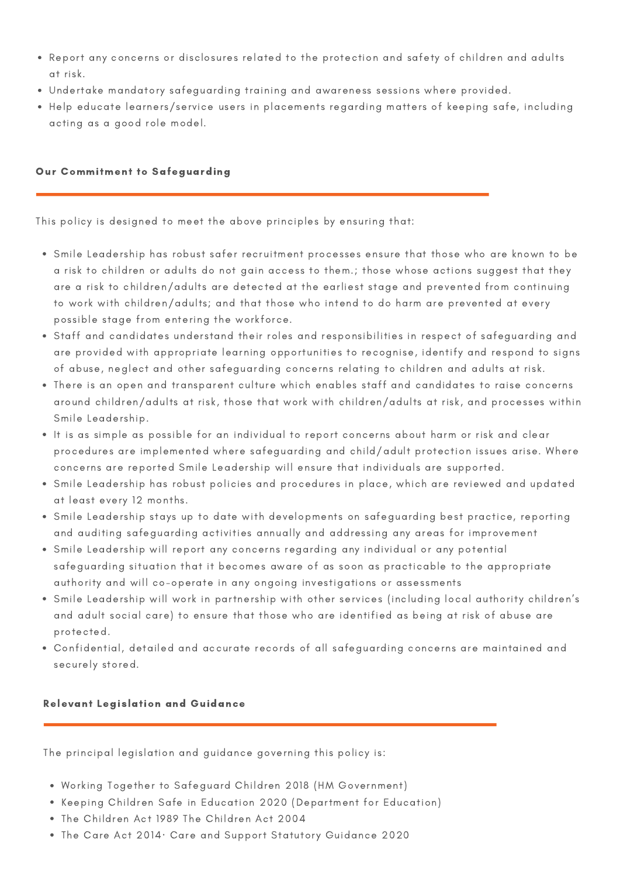- Report any concerns or disclosures related to the protection and safety of children and adults at risk.
- Undertake mandatory safeguarding training and awareness sessions where provided.
- Help educate learners/service users in placements regarding matters of keeping safe, including acting as a good role model.

### Our Commitment to Safeguarding

This policy is designed to meet the above principles by ensuring that:

- Smile Leadership has robust safer recruitment processes ensure that those who are known to be a risk to children or adults do not gain access to them.; those whose actions suggest that they are a risk to children/adults are detected at the earliest stage and prevented from continuing to work with children/adults; and that those who intend to do harm are prevented at every possible stage from entering the workforce.
- Staff and candidates understand their roles and responsibilities in respect of safeguarding and are provided with appropriate learning opportunities to recognise, identify and respond to signs of abuse, neglect and other safeguarding concerns relating to children and adults at risk.
- There is an open and transparent culture which enables staff and candidates to raise concerns around children/adults at risk, those that work with children/adults at risk, and processes within Smile Leadership.
- It is as simple as possible for an individual to report concerns about harm or risk and clear procedures are implemented where safeguarding and child/adult protection issues arise. Where concerns are reported Smile Leadership will ensure that individuals are supported.
- Smile Leadership has robust policies and procedures in place, which are reviewed and updated at least every 12 months.
- Smile Leadership stays up to date with developments on safeguarding best practice, reporting and auditing safeguarding activities annually and addressing any areas for improvement
- Smile Leadership will report any concerns regarding any individual or any potential safeguarding situation that it becomes aware of as soon as practicable to the appropriate authority and will co-operate in any ongoing investigations or assessments
- Smile Leadership will work in partnership with other services (including local authority children's and adult social care) to ensure that those who are identified as being at risk of abuse are protected.
- Confidential, detailed and accurate records of all safeguarding concerns are maintained and securely stored.

### Relevant Legislation and Guidance

The principal legislation and guidance governing this policy is:

- Working Together to Safeguard Children 2018 (HM Government)
- Keeping Children Safe in Education 2020 (Department for Education)
- The Children Act 1989 The Children Act 2004
- The Care Act 2014· Care and Support Statutory Guidance 2020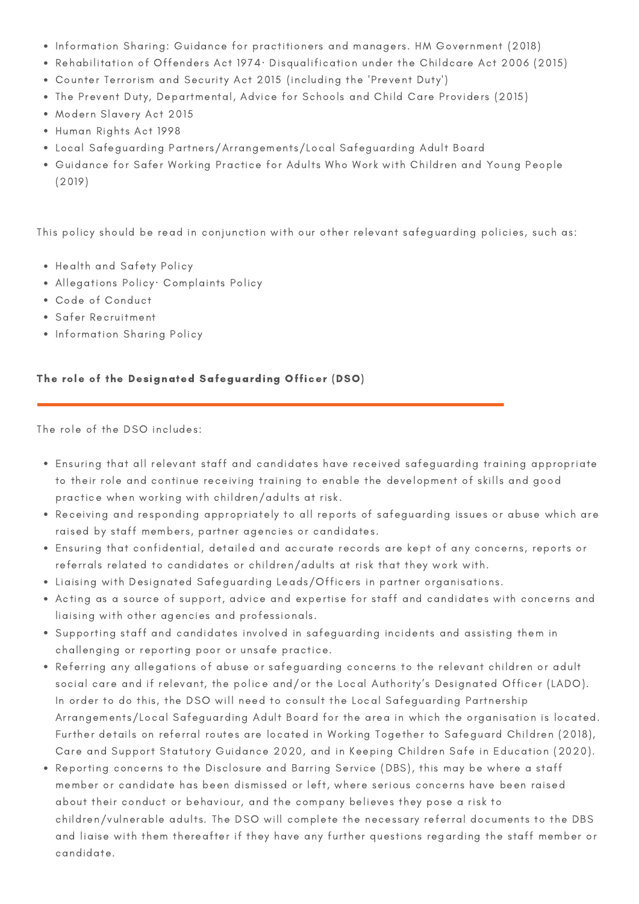- Information Sharing: Guidance for practitioners and managers. HM Government (2018)
- Rehabilitation of Offenders Act 1974· Disqualification under the Childcare Act 2006 (2015)
- Counter Terrorism and Security Act 2015 (including the 'Prevent Duty')
- The Prevent Duty, Departmental, Advice for Schools and Child Care Providers (2015)
- Modern Slavery Act 2015
- Human Rights Act 1998
- Local Safeguarding Partners/Arrangements/Local Safeguarding Adult Board
- Guidance for Safer Working Practice for Adults Who Work with Children and Young People (2019)

This policy should be read in conjunction with our other relevant safeguarding policies, such as:

- Health and Safety Policy
- Allegations Policy· Complaints Policy
- Code of Conduct
- Safer Recruitment
- Information Sharing Policy

**The role of the Designated Safeguarding Officer (DSO)**

The role of the DSO includes:

- Ensuring that all relevant staff and candidates have received safeguarding training appropriate to their role and continue receiving training to enable the development of skills and good practice when working with children/adults at risk.
- Receiving and responding appropriately to all reports of safeguarding issues or abuse which are raised by staff members, partner agencies or candidates.
- Ensuring that confidential, detailed and accurate records are kept of any concerns, reports or referrals related to candidates or children/adults at risk that they work with.
- Liaising with Designated Safeguarding Leads/Officers in partner organisations.
- Acting as a source of support, advice and expertise for staff and candidates with concerns and liaising with other agencies and professionals.
- Supporting staff and candidates involved in safeguarding incidents and assisting them in challenging or reporting poor or unsafe practice.
- Referring any allegations of abuse or safeguarding concerns to the relevant children or adult social care and if relevant, the police and/or the Local Authority's Designated Officer (LADO). In order to do this, the DSO will need to consult the Local Safeguarding Partnership Arrangements/Local Safeguarding Adult Board for the area in which the organisation is located. Further details on referral routes are located in Working Together to Safeguard Children (2018), Care and Support Statutory Guidance 2020, and in Keeping Children Safe in Education (2020).
- Reporting concerns to the Disclosure and Barring Service (DBS), this may be where a staff member or candidate has been dismissed or left, where serious concerns have been raised about their conduct or behaviour, and the company believes they pose a risk to children/vulnerable adults. The DSO will complete the necessary referral documents to the DBS and liaise with them thereafter if they have any further questions regarding the staff member or candidate.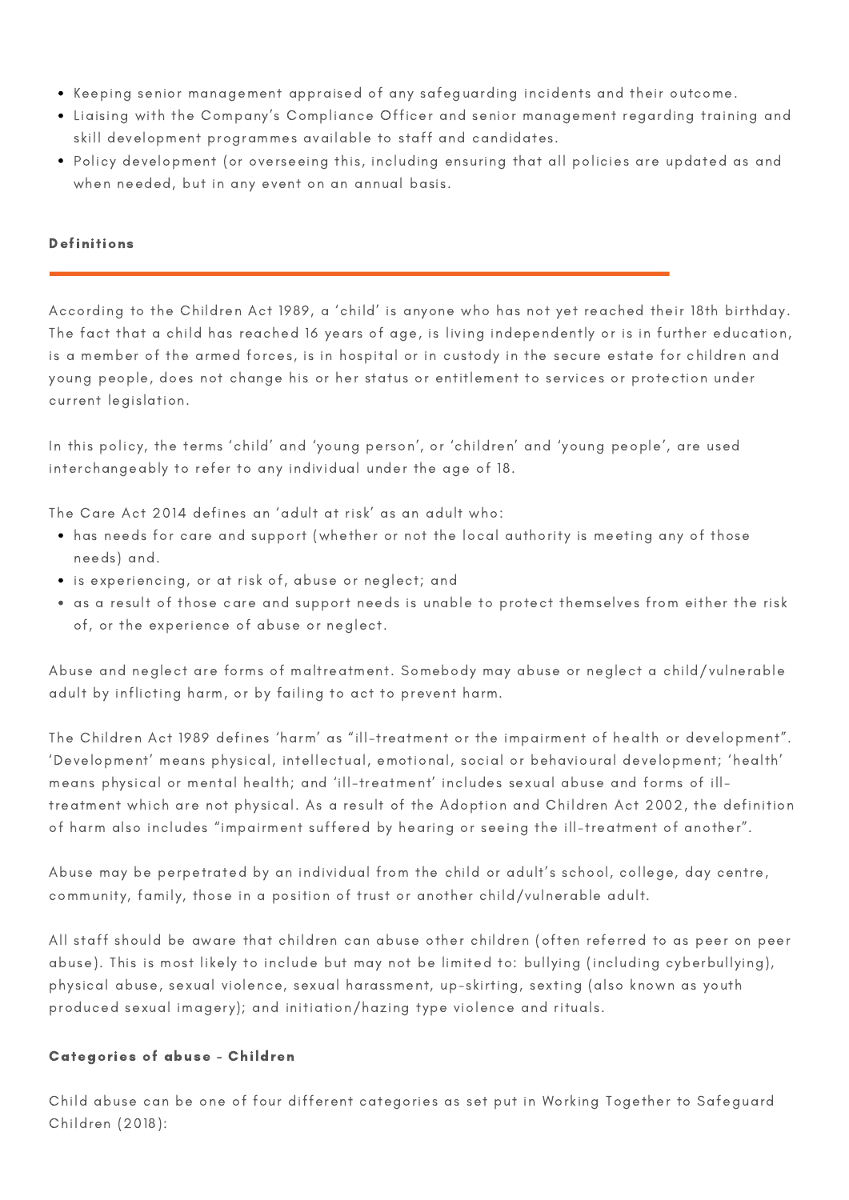- Keeping senior management appraised of any safeguarding incidents and their outcome.
- Liaising with the Company's Compliance Officer and senior management regarding training and skill development programmes available to staff and candidates.
- Policy development (or overseeing this, including ensuring that all policies are updated as and when needed, but in any event on an annual basis.

**Definitions**

According to the Children Act 1989, a 'child' is anyone who has not yet reached their 18th birthday. The fact that a child has reached 16 years of age, is living independently or is in further education, is a member of the armed forces, is in hospital or in custody in the secure estate for children and young people, does not change his or her status or entitlement to services or protection under current legislation.

In this policy, the terms 'child' and 'young person', or 'children' and 'young people', are used interchangeably to refer to any individual under the age of 18.

The Care Act 2014 defines an 'adult at risk' as an adult who:

- has needs for care and support (whether or not the local authority is meeting any of those needs) and.
- is experiencing, or at risk of, abuse or neglect; and
- as a result of those care and support needs is unable to protect themselves from either the risk of, or the experience of abuse or neglect.

Abuse and neglect are forms of maltreatment. Somebody may abuse or neglect a child/vulnerable adult by inflicting harm, or by failing to act to prevent harm.

The Children Act 1989 defines 'harm' as "ill-treatment or the impairment of health or development". 'Development' means physical, intellectual, emotional, social or behavioural development; 'health' means physical or mental health; and 'ill-treatment' includes sexual abuse and forms of ill-treatment which are not physical. As a result of the Adoption and Children Act 2002, the definition of harm also includes "impairment suffered by hearing or seeing the ill-treatment of another".

Abuse may be perpetrated by an individual from the child or adult's school, college, day centre, community, family, those in a position of trust or another child/vulnerable adult.

All staff should be aware that children can abuse other children (often referred to as peer on peer abuse). This is most likely to include but may not be limited to: bullying (including cyberbullying), physical abuse, sexual violence, sexual harassment, up-skirting, sexting (also known as youth produced sexual imagery); and initiation/hazing type violence and rituals.

**Categories of abuse - Children**

Child abuse can be one of four different categories as set put in Working Together to Safeguard Children (2018):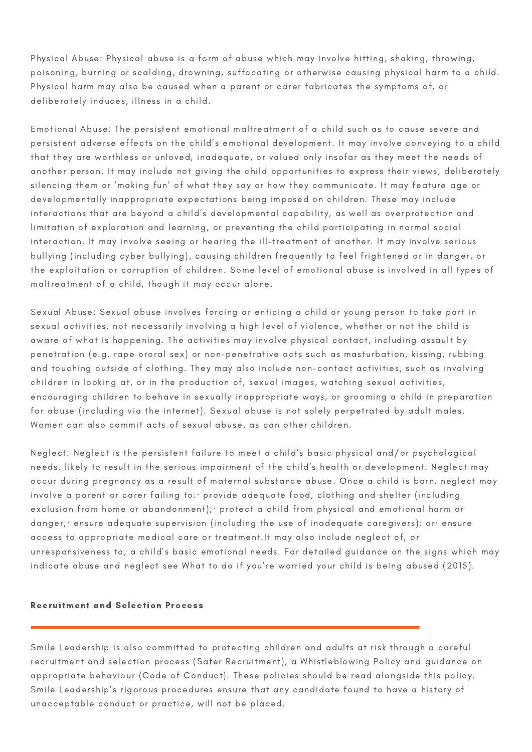Physical Abuse: Physical abuse is a form of abuse which may involve hitting, shaking, throwing, poisoning, burning or scalding, drowning, suffocating or otherwise causing physical harm to a child. Physical harm may also be caused when a parent or carer fabricates the symptoms of, or deliberately induces, illness in a child.

Emotional Abuse: The persistent emotional maltreatment of a child such as to cause severe and persistent adverse effects on the child's emotional development. It may involve conveying to a child that they are worthless or unloved, inadequate, or valued only insofar as they meet the needs of another person. It may include not giving the child opportunities to express their views, deliberately silencing them or 'making fun' of what they say or how they communicate. It may feature age or developmentally inappropriate expectations being imposed on children. These may include interactions that are beyond a child's developmental capability, as well as overprotection and limitation of exploration and learning, or preventing the child participating in normal social interaction. It may involve seeing or hearing the ill-treatment of another. It may involve serious bullying (including cyber bullying), causing children frequently to feel frightened or in danger, or the exploitation or corruption of children. Some level of emotional abuse is involved in all types of maltreatment of a child, though it may occur alone.

Sexual Abuse: Sexual abuse involves forcing or enticing a child or young person to take part in sexual activities, not necessarily involving a high level of violence, whether or not the child is aware of what is happening. The activities may involve physical contact, including assault by penetration (e.g. rape ororal sex) or non-penetrative acts such as masturbation, kissing, rubbing and touching outside of clothing. They may also include non-contact activities, such as involving children in looking at, or in the production of, sexual images, watching sexual activities, encouraging children to behave in sexually inappropriate ways, or grooming a child in preparation for abuse (including via the internet). Sexual abuse is not solely perpetrated by adult males. Women can also commit acts of sexual abuse, as can other children.

Neglect: Neglect is the persistent failure to meet a child's basic physical and/or psychological needs, likely to result in the serious impairment of the child's health or development. Neglect may occur during pregnancy as a result of maternal substance abuse. Once a child is born, neglect may involve a parent or carer failing to:· provide adequate food, clothing and shelter (including exclusion from home or abandonment);· protect a child from physical and emotional harm or danger;· ensure adequate supervision (including the use of inadequate caregivers); or· ensure access to appropriate medical care or treatment.It may also include neglect of, or unresponsiveness to, a child's basic emotional needs. For detailed guidance on the signs which may indicate abuse and neglect see What to do if you're worried your child is being abused (2015).

## Recruitment and Selection Process

Smile Leadership is also committed to protecting children and adults at risk through a careful recruitment and selection process (Safer Recruitment), a Whistleblowing Policy and guidance on appropriate behaviour (Code of Conduct). These policies should be read alongside this policy. Smile Leadership's rigorous procedures ensure that any candidate found to have a history of unacceptable conduct or practice, will not be placed.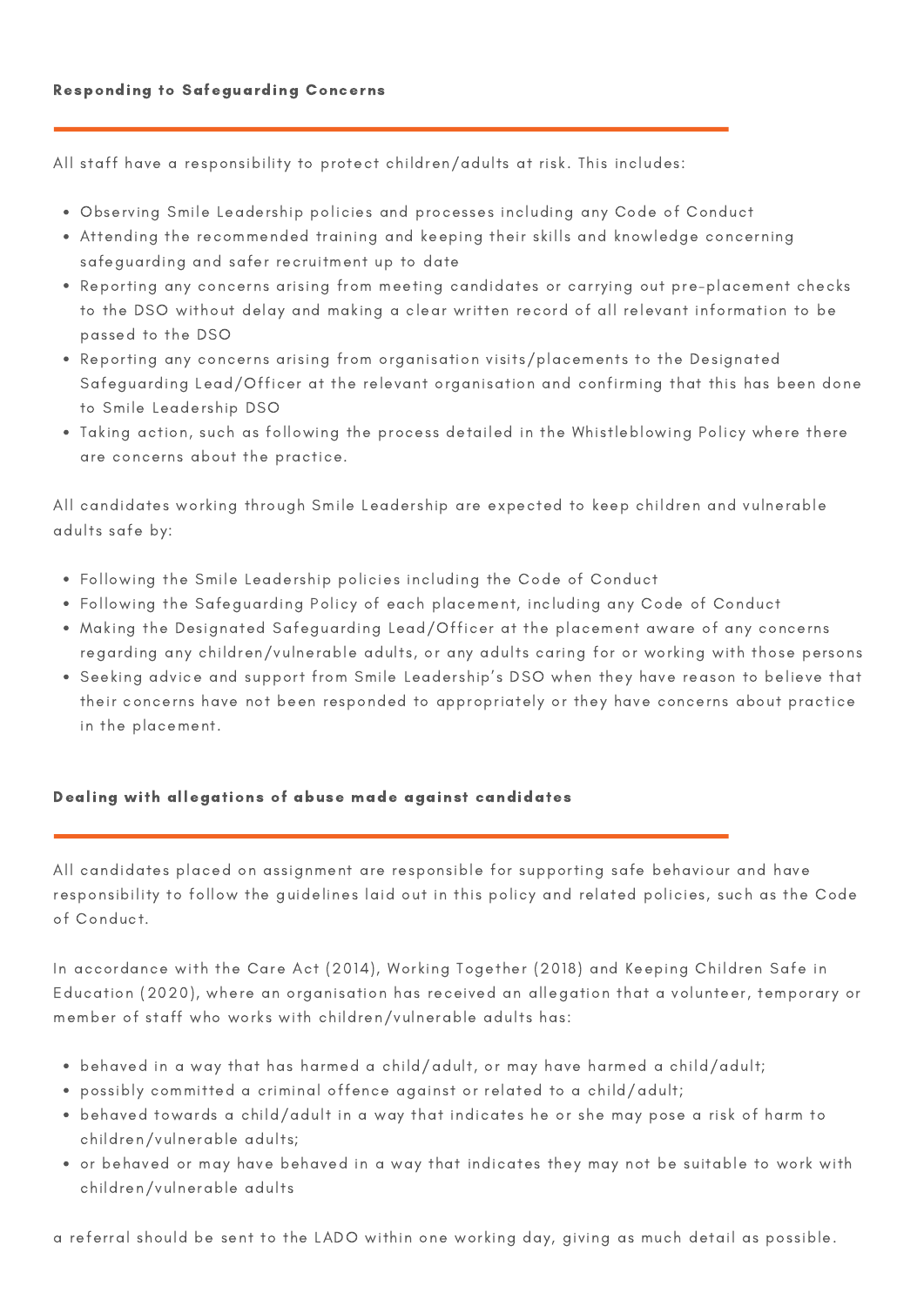### Responding to Safeguarding Concerns

All staff have a responsibility to protect children/adults at risk. This includes:

- Observing Smile Leadership policies and processes including any Code of Conduct
- Attending the recommended training and keeping their skills and knowledge concerning safeguarding and safer recruitment up to date
- Reporting any concerns arising from meeting candidates or carrying out pre-placement checks to the DSO without delay and making a clear written record of all relevant information to be passed to the DSO
- Reporting any concerns arising from organisation visits/placements to the Designated Safeguarding Lead/Officer at the relevant organisation and confirming that this has been done to Smile Leadership DSO
- Taking action, such as following the process detailed in the Whistleblowing Policy where there are concerns about the practice.

All candidates working through Smile Leadership are expected to keep children and vulnerable adults safe by:

- Following the Smile Leadership policies including the Code of Conduct
- Following the Safeguarding Policy of each placement, including any Code of Conduct
- Making the Designated Safeguarding Lead/Officer at the placement aware of any concerns regarding any children/vulnerable adults, or any adults caring for or working with those persons
- Seeking advice and support from Smile Leadership's DSO when they have reason to believe that their concerns have not been responded to appropriately or they have concerns about practice in the placement.

### Dealing with allegations of abuse made against candidates

All candidates placed on assignment are responsible for supporting safe behaviour and have responsibility to follow the guidelines laid out in this policy and related policies, such as the Code of Conduct.

In accordance with the Care Act (2014), Working Together (2018) and Keeping Children Safe in Education (2020), where an organisation has received an allegation that a volunteer, temporary or member of staff who works with children/vulnerable adults has:

- behaved in a way that has harmed a child/adult, or may have harmed a child/adult;
- possibly committed a criminal offence against or related to a child/adult;
- behaved towards a child/adult in a way that indicates he or she may pose a risk of harm to children/vulnerable adults;
- or behaved or may have behaved in a way that indicates they may not be suitable to work with children/vulnerable adults

a referral should be sent to the LADO within one working day, giving as much detail as possible.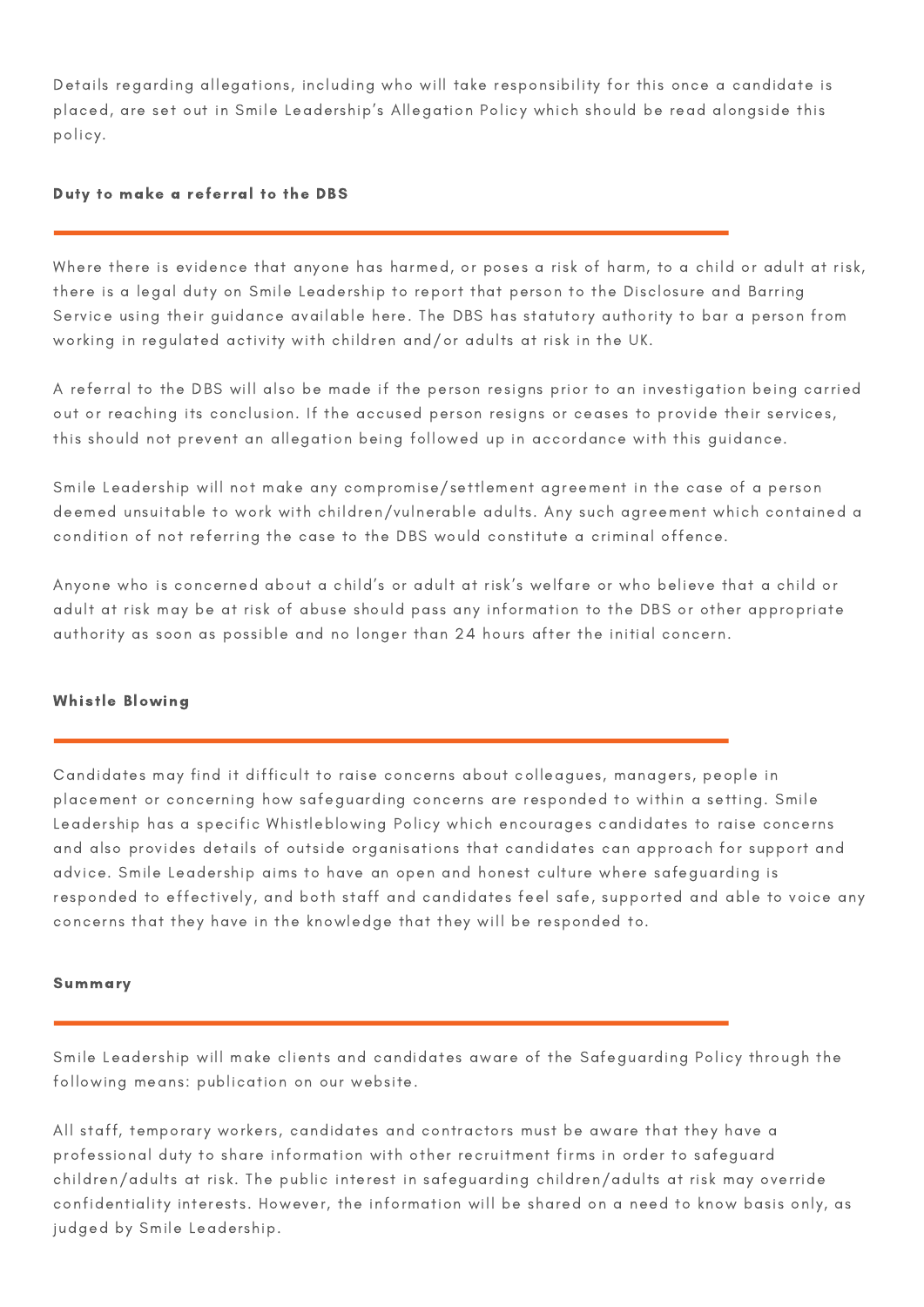Details regarding allegations, including who will take responsibility for this once a candidate is placed, are set out in Smile Leadership's Allegation Policy which should be read alongside this policy.

### Duty to make a referral to the DBS

Where there is evidence that anyone has harmed, or poses a risk of harm, to a child or adult at risk, there is a legal duty on Smile Leadership to report that person to the Disclosure and Barring Service using their guidance available here. The DBS has statutory authority to bar a person from working in regulated activity with children and/or adults at risk in the UK.

A referral to the DBS will also be made if the person resigns prior to an investigation being carried out or reaching its conclusion. If the accused person resigns or ceases to provide their services, this should not prevent an allegation being followed up in accordance with this guidance.

Smile Leadership will not make any compromise/settlement agreement in the case of a person deemed unsuitable to work with children/vulnerable adults. Any such agreement which contained a condition of not referring the case to the DBS would constitute a criminal offence.

Anyone who is concerned about a child's or adult at risk's welfare or who believe that a child or adult at risk may be at risk of abuse should pass any information to the DBS or other appropriate authority as soon as possible and no longer than 24 hours after the initial concern.

### Whistle Blowing

Candidates may find it difficult to raise concerns about colleagues, managers, people in placement or concerning how safeguarding concerns are responded to within a setting. Smile Leadership has a specific Whistleblowing Policy which encourages candidates to raise concerns and also provides details of outside organisations that candidates can approach for support and advice. Smile Leadership aims to have an open and honest culture where safeguarding is responded to effectively, and both staff and candidates feel safe, supported and able to voice any concerns that they have in the knowledge that they will be responded to.

### Summary

Smile Leadership will make clients and candidates aware of the Safeguarding Policy through the following means: publication on our website.

All staff, temporary workers, candidates and contractors must be aware that they have a professional duty to share information with other recruitment firms in order to safeguard children/adults at risk. The public interest in safeguarding children/adults at risk may override confidentiality interests. However, the information will be shared on a need to know basis only, as judged by Smile Leadership.